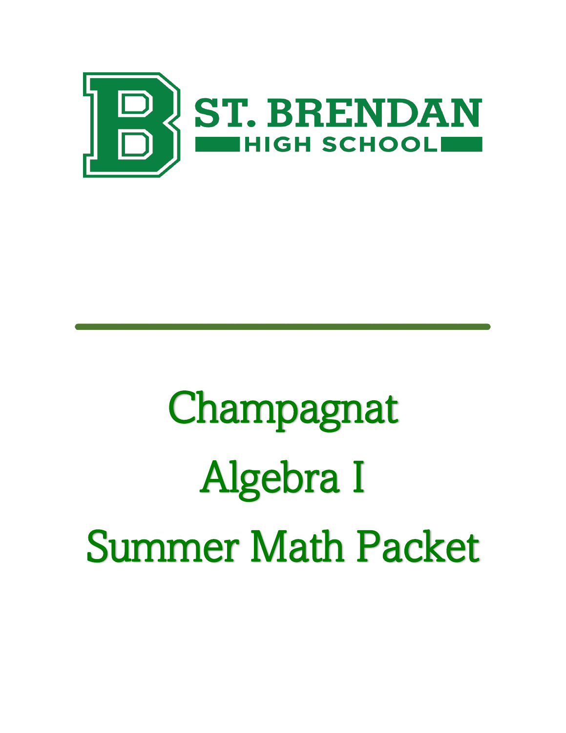ST. BRENDAN

HIGH SCHOOL

# Champagnat

# Algebra I

# Summer Math Packet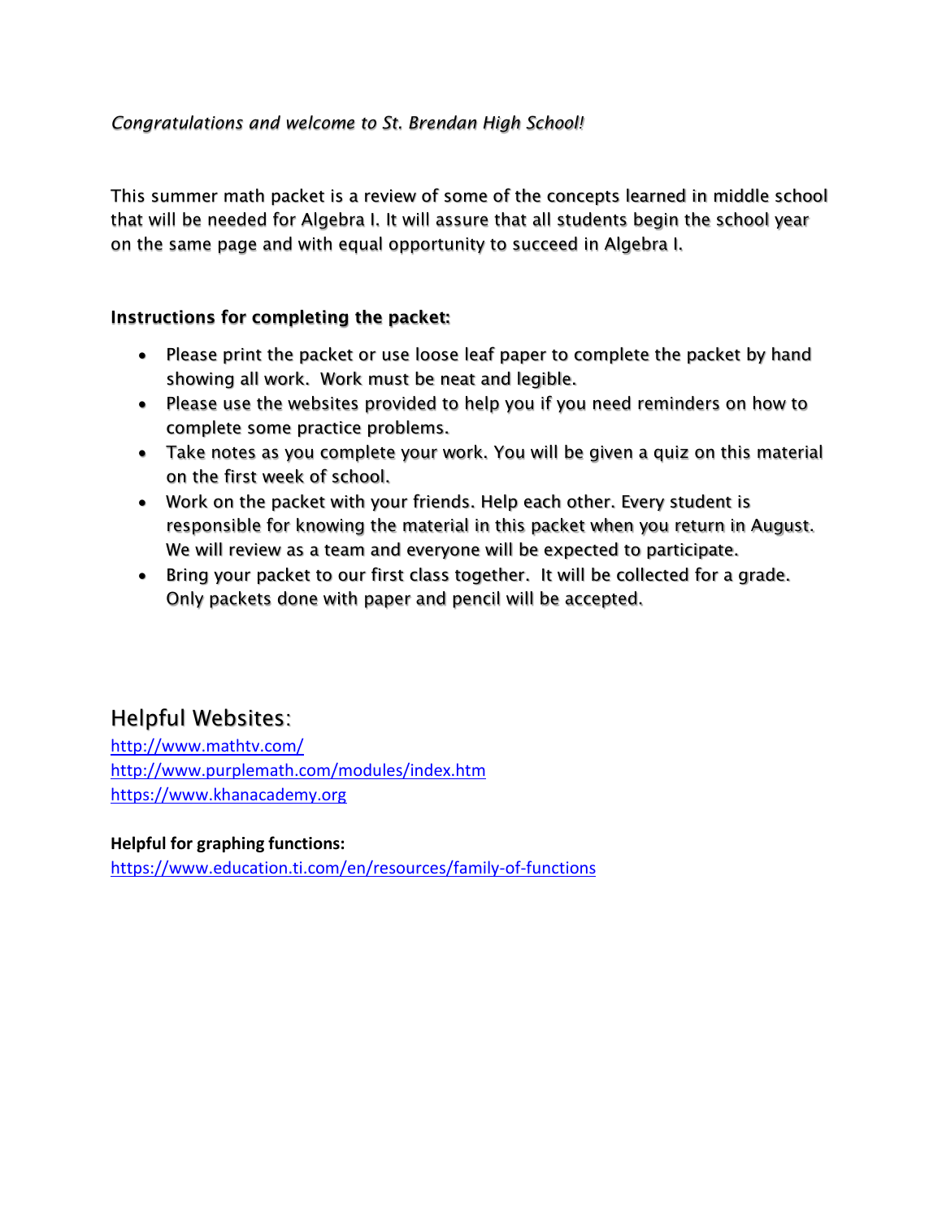*Congratulations and welcome to St. Brendan High School!*

This summer math packet is a review of some of the concepts learned in middle school that will be needed for Algebra I. It will assure that all students begin the school year on the same page and with equal opportunity to succeed in Algebra I.

**Instructions for completing the packet:**

- Please print the packet or use loose leaf paper to complete the packet by hand showing all work. Work must be neat and legible.
- Please use the websites provided to help you if you need reminders on how to complete some practice problems.
- Take notes as you complete your work. You will be given a quiz on this material on the first week of school.
- Work on the packet with your friends. Help each other. Every student is responsible for knowing the material in this packet when you return in August. We will review as a team and everyone will be expected to participate.
- Bring your packet to our first class together. It will be collected for a grade. Only packets done with paper and pencil will be accepted.

## Helpful Websites:

http://www.mathtv.com/
http://www.purplemath.com/modules/index.htm
https://www.khanacademy.org

**Helpful for graphing functions:**
https://www.education.ti.com/en/resources/family-of-functions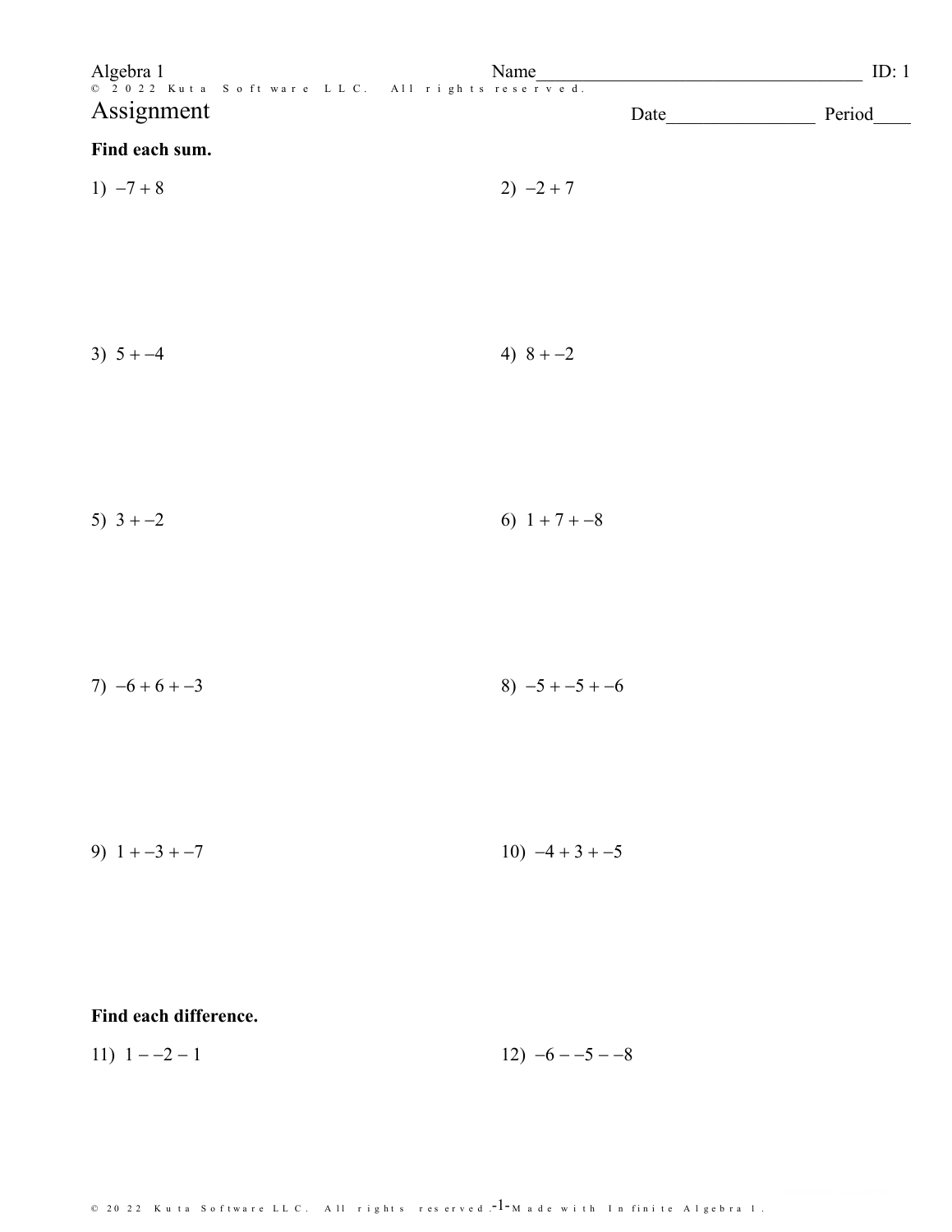Algebra 1

Name___________________________________ ID: 1

# Assignment

Date________________ Period____

**Find each sum.**

1) $-7 + 8$

2) $-2 + 7$

3) $5 + -4$

4) $8 + -2$

5) $3 + -2$

6) $1 + 7 + -8$

7) $-6 + 6 + -3$

8) $-5 + -5 + -6$

9) $1 + -3 + -7$

10) $-4 + 3 + -5$

**Find each difference.**

11) $1 - -2 - 1$

12) $-6 - -5 - -8$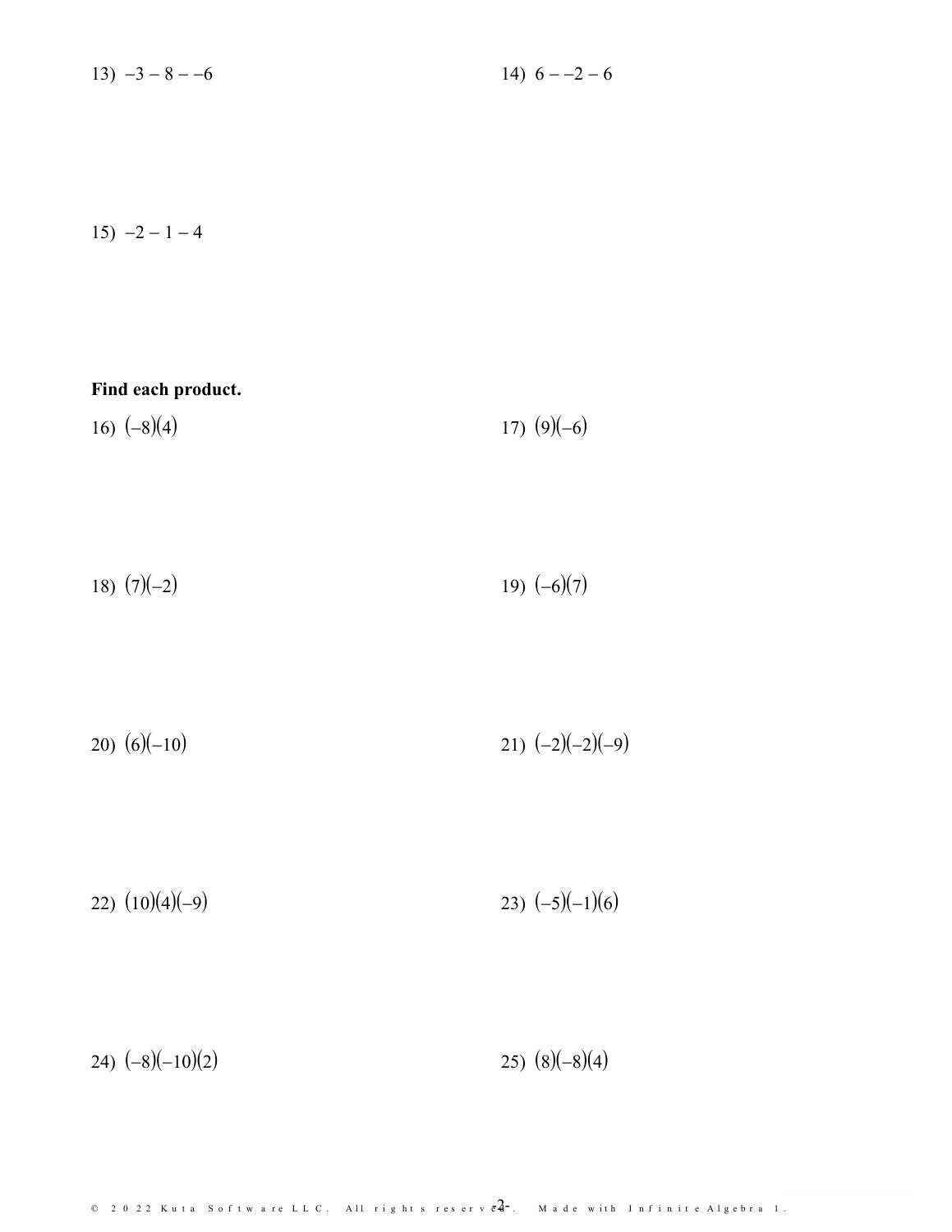13) $-3 - 8 - -6$

14) $6 - -2 - 6$

15) $-2 - 1 - 4$

**Find each product.**

16) $(-8)(4)$

17) $(9)(-6)$

18) $(7)(-2)$

19) $(-6)(7)$

20) $(6)(-10)$

21) $(-2)(-2)(-9)$

22) $(10)(4)(-9)$

23) $(-5)(-1)(6)$

24) $(-8)(-10)(2)$

25) $(8)(-8)(4)$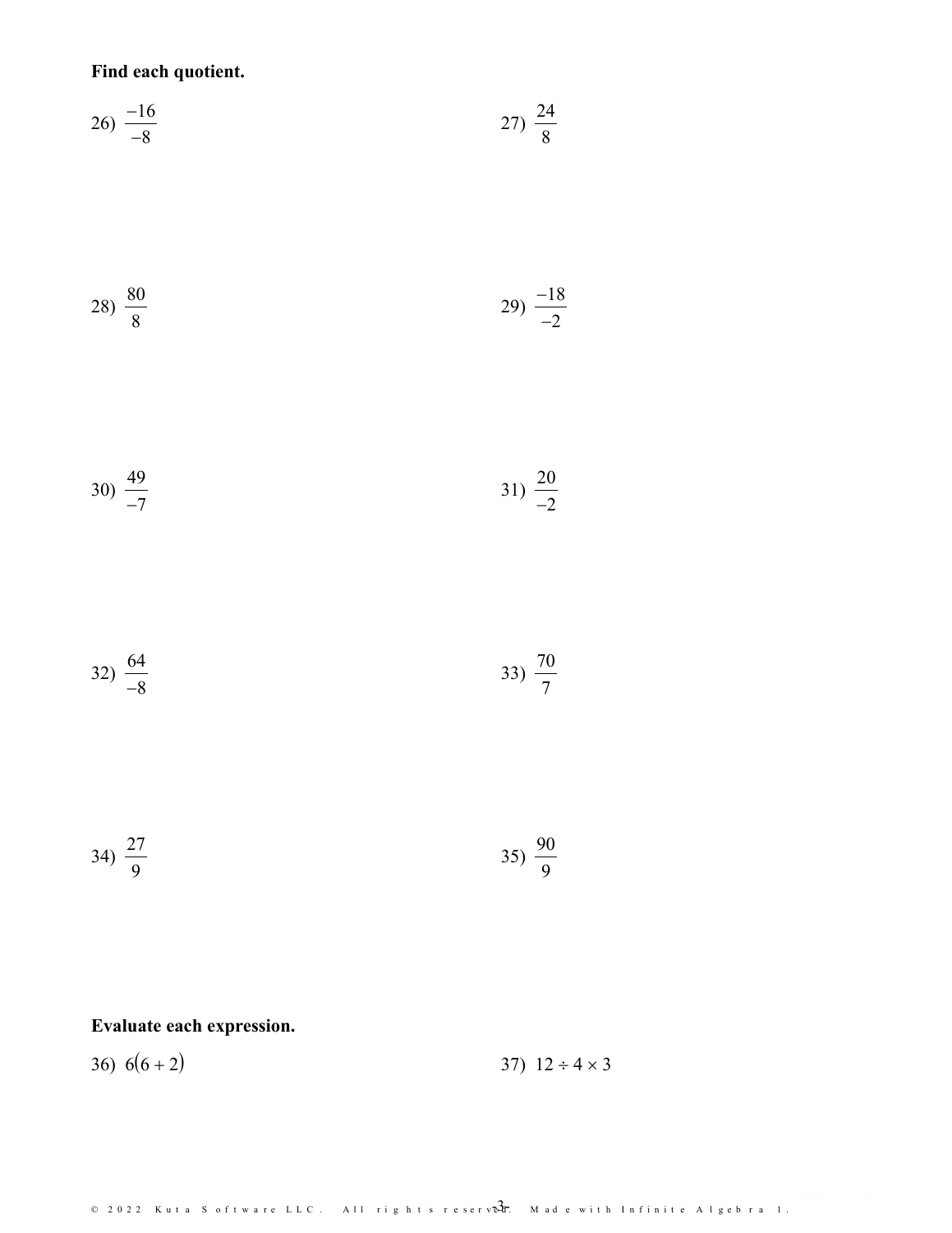**Find each quotient.**

26) $\frac{-16}{-8}$

27) $\frac{24}{8}$

28) $\frac{80}{8}$

29) $\frac{-18}{-2}$

30) $\frac{49}{-7}$

31) $\frac{20}{-2}$

32) $\frac{64}{-8}$

33) $\frac{70}{7}$

34) $\frac{27}{9}$

35) $\frac{90}{9}$

**Evaluate each expression.**

36) $6(6 + 2)$

37) $12 \div 4 \times 3$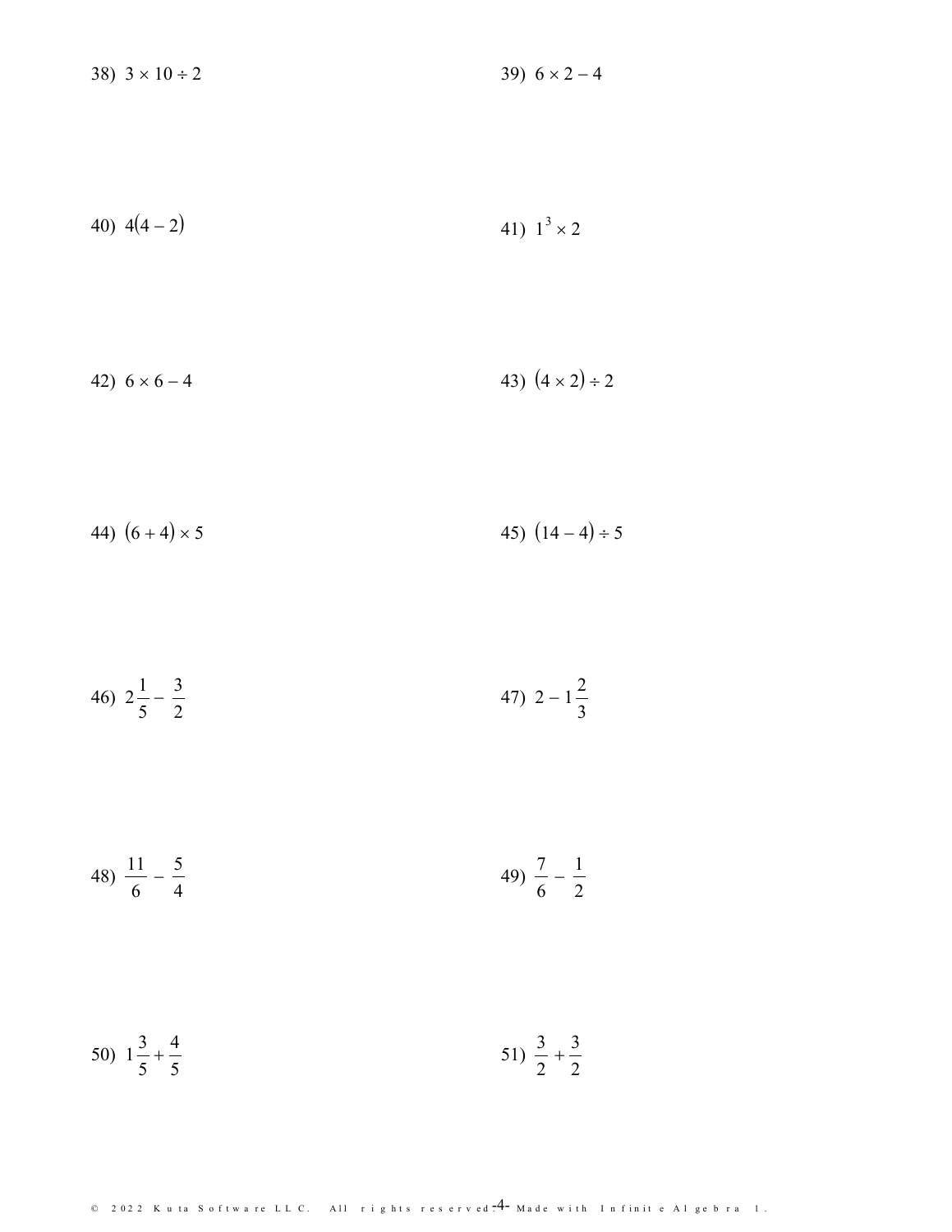38) $3 \times 10 \div 2$

39) $6 \times 2 - 4$

40) $4(4 - 2)$

41) $1^3 \times 2$

42) $6 \times 6 - 4$

43) $(4 \times 2) \div 2$

44) $(6 + 4) \times 5$

45) $(14 - 4) \div 5$

46) $2\frac{1}{5} - \frac{3}{2}$

47) $2 - 1\frac{2}{3}$

48) $\frac{11}{6} - \frac{5}{4}$

49) $\frac{7}{6} - \frac{1}{2}$

50) $1\frac{3}{5} + \frac{4}{5}$

51) $\frac{3}{2} + \frac{3}{2}$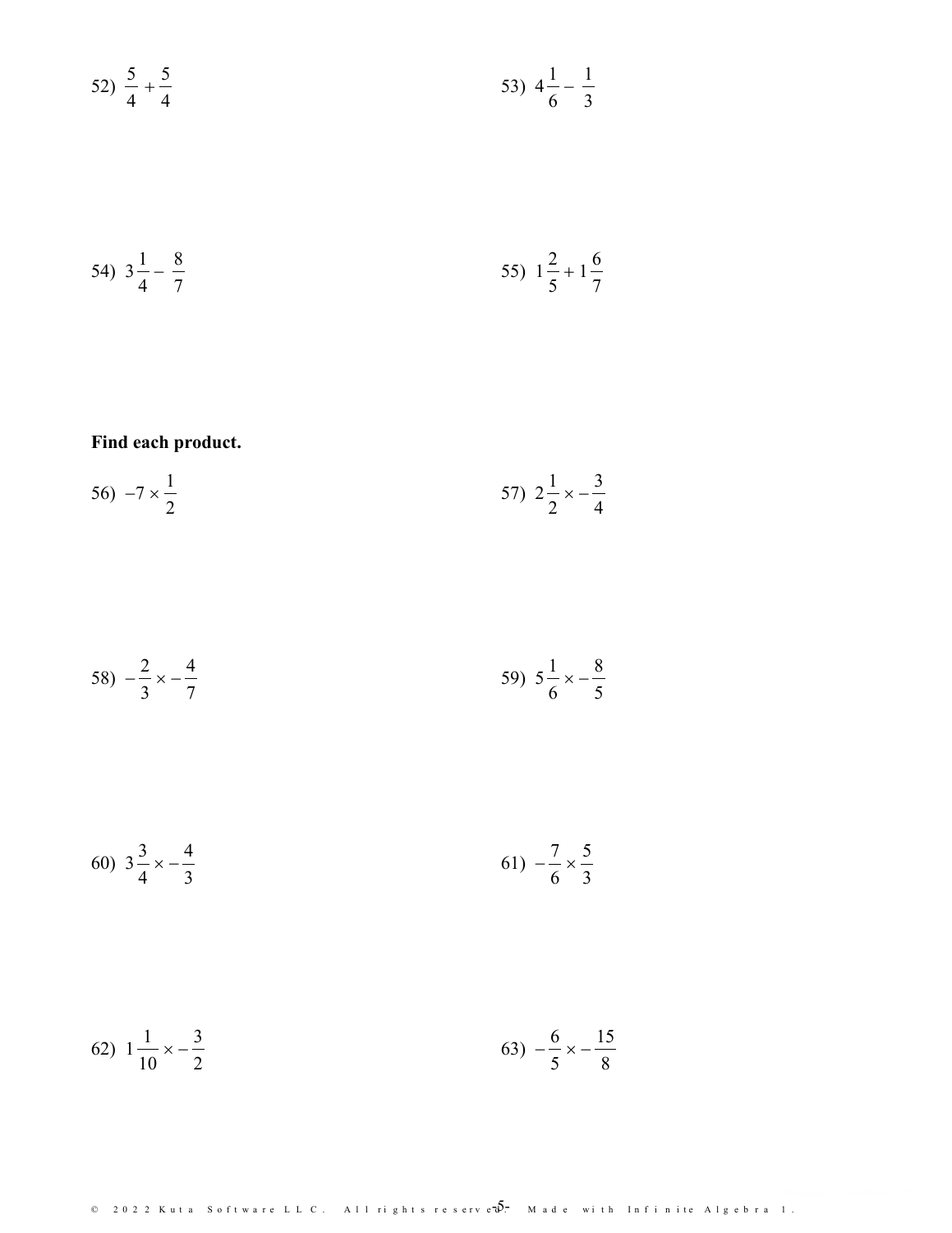52) $\frac{5}{4} + \frac{5}{4}$

53) $4\frac{1}{6} - \frac{1}{3}$

54) $3\frac{1}{4} - \frac{8}{7}$

55) $1\frac{2}{5} + 1\frac{6}{7}$

**Find each product.**

56) $-7 \times \frac{1}{2}$

57) $2\frac{1}{2} \times -\frac{3}{4}$

58) $-\frac{2}{3} \times -\frac{4}{7}$

59) $5\frac{1}{6} \times -\frac{8}{5}$

60) $3\frac{3}{4} \times -\frac{4}{3}$

61) $-\frac{7}{6} \times \frac{5}{3}$

62) $1\frac{1}{10} \times -\frac{3}{2}$

63) $-\frac{6}{5} \times -\frac{15}{8}$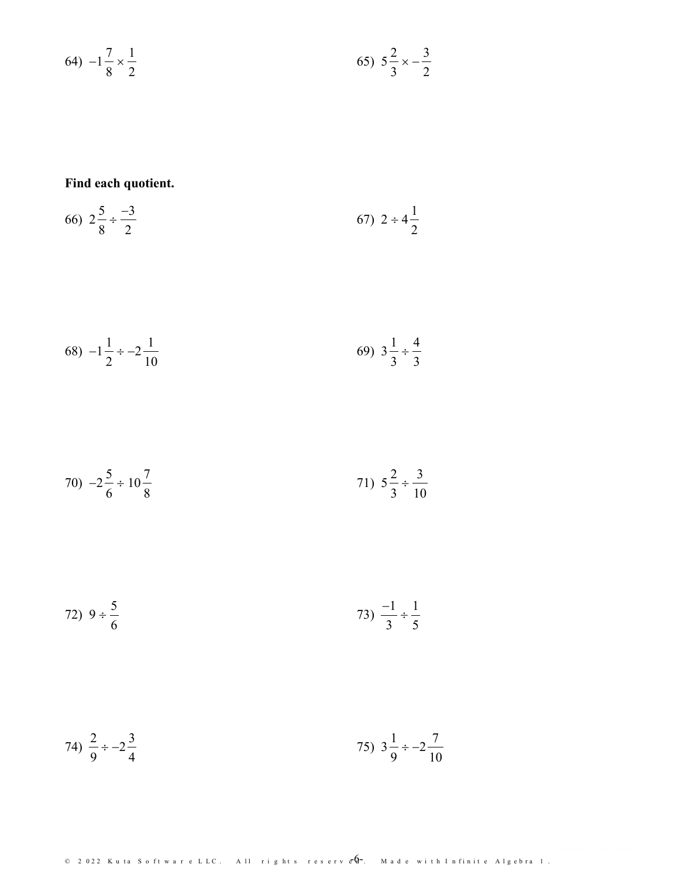64) $-1\frac{7}{8} \times \frac{1}{2}$

65) $5\frac{2}{3} \times -\frac{3}{2}$

**Find each quotient.**

66) $2\frac{5}{8} \div \frac{-3}{2}$

67) $2 \div 4\frac{1}{2}$

68) $-1\frac{1}{2} \div -2\frac{1}{10}$

69) $3\frac{1}{3} \div \frac{4}{3}$

70) $-2\frac{5}{6} \div 10\frac{7}{8}$

71) $5\frac{2}{3} \div \frac{3}{10}$

72) $9 \div \frac{5}{6}$

73) $\frac{-1}{3} \div \frac{1}{5}$

74) $\frac{2}{9} \div -2\frac{3}{4}$

75) $3\frac{1}{9} \div -2\frac{7}{10}$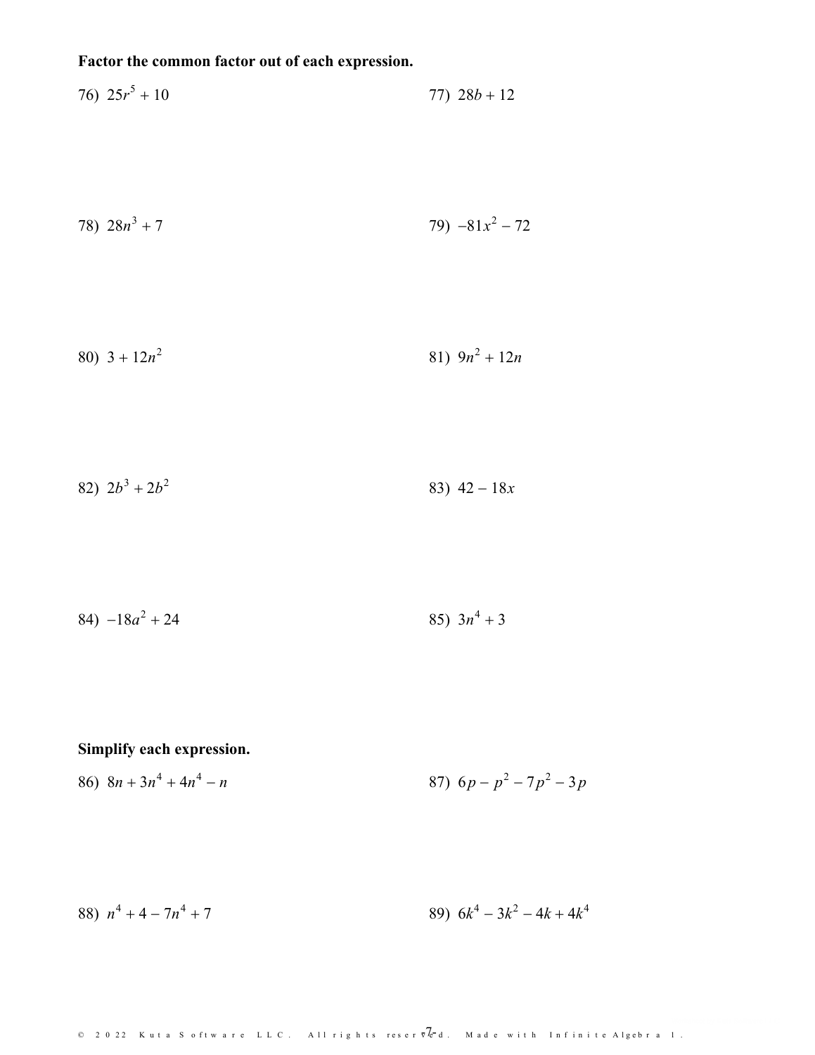**Factor the common factor out of each expression.**

76) $25r^5 + 10$

77) $28b + 12$

78) $28n^3 + 7$

79) $-81x^2 - 72$

80) $3 + 12n^2$

81) $9n^2 + 12n$

82) $2b^3 + 2b^2$

83) $42 - 18x$

84) $-18a^2 + 24$

85) $3n^4 + 3$

**Simplify each expression.**

86) $8n + 3n^4 + 4n^4 - n$

87) $6p - p^2 - 7p^2 - 3p$

88) $n^4 + 4 - 7n^4 + 7$

89) $6k^4 - 3k^2 - 4k + 4k^4$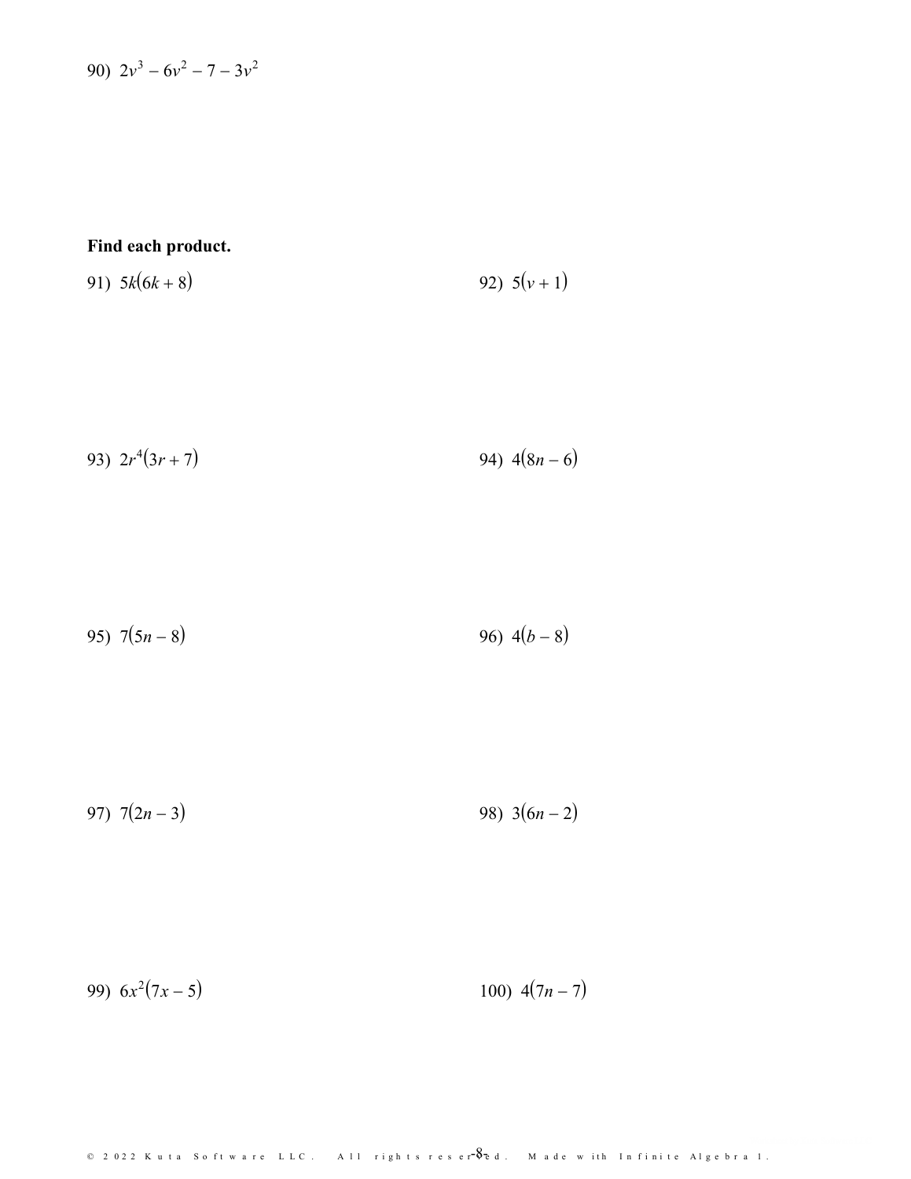90) $2v^3 - 6v^2 - 7 - 3v^2$

**Find each product.**

91) $5k(6k + 8)$

92) $5(v + 1)$

93) $2r^4(3r + 7)$

94) $4(8n - 6)$

95) $7(5n - 8)$

96) $4(b - 8)$

97) $7(2n - 3)$

98) $3(6n - 2)$

99) $6x^2(7x - 5)$

100) $4(7n - 7)$